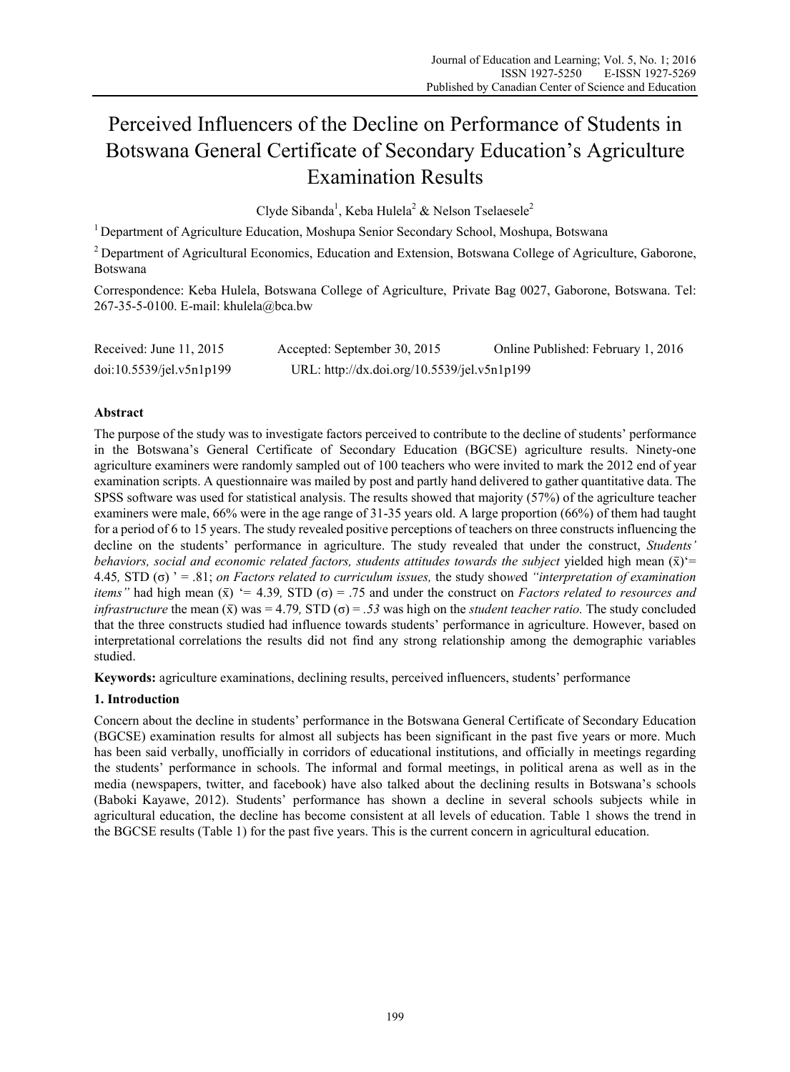# Perceived Influencers of the Decline on Performance of Students in Botswana General Certificate of Secondary Education's Agriculture Examination Results

Clyde Sibanda[1], Keba Hulela[2] & Nelson Tselaesele[2]

[1] Department of Agriculture Education, Moshupa Senior Secondary School, Moshupa, Botswana

[2] Department of Agricultural Economics, Education and Extension, Botswana College of Agriculture, Gaborone, Botswana

Correspondence: Keba Hulela, Botswana College of Agriculture, Private Bag 0027, Gaborone, Botswana. Tel: 267-35-5-0100. E-mail: khulela@bca.bw

Received: June 11, 2015 Accepted: September 30, 2015 Online Published: February 1, 2016

doi:10.5539/jel.v5n1p199 URL: http://dx.doi.org/10.5539/jel.v5n1p199

## Abstract

The purpose of the study was to investigate factors perceived to contribute to the decline of students' performance in the Botswana's General Certificate of Secondary Education (BGCSE) agriculture results. Ninety-one agriculture examiners were randomly sampled out of 100 teachers who were invited to mark the 2012 end of year examination scripts. A questionnaire was mailed by post and partly hand delivered to gather quantitative data. The SPSS software was used for statistical analysis. The results showed that majority (57%) of the agriculture teacher examiners were male, 66% were in the age range of 31-35 years old. A large proportion (66%) of them had taught for a period of 6 to 15 years. The study revealed positive perceptions of teachers on three constructs influencing the decline on the students' performance in agriculture. The study revealed that under the construct, *Students' behaviors, social and economic related factors, students attitudes towards the subject* yielded high mean ($\bar{x}$)'= 4.45*,* STD ($\sigma$) ' = .81; *on Factors related to curriculum issues,* the study showed *"interpretation of examination items"* had high mean ($\bar{x}$) '= 4.39*,* STD ($\sigma$) = .75 and under the construct on *Factors related to resources and infrastructure* the mean ($\bar{x}$) was = 4.79*,* STD ($\sigma$) = *.53* was high on the *student teacher ratio.* The study concluded that the three constructs studied had influence towards students' performance in agriculture. However, based on interpretational correlations the results did not find any strong relationship among the demographic variables studied.

**Keywords:** agriculture examinations, declining results, perceived influencers, students' performance

## 1. Introduction

Concern about the decline in students' performance in the Botswana General Certificate of Secondary Education (BGCSE) examination results for almost all subjects has been significant in the past five years or more. Much has been said verbally, unofficially in corridors of educational institutions, and officially in meetings regarding the students' performance in schools. The informal and formal meetings, in political arena as well as in the media (newspapers, twitter, and facebook) have also talked about the declining results in Botswana's schools (Baboki Kayawe, 2012). Students' performance has shown a decline in several schools subjects while in agricultural education, the decline has become consistent at all levels of education. Table 1 shows the trend in the BGCSE results (Table 1) for the past five years. This is the current concern in agricultural education.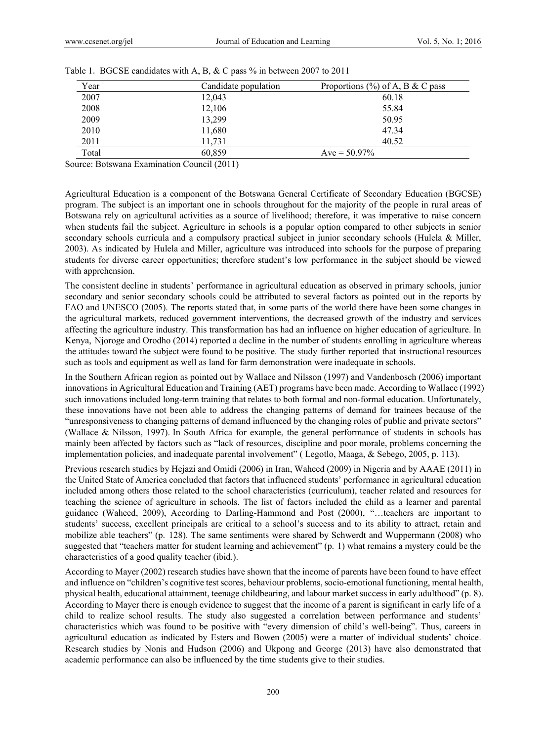Table 1. BGCSE candidates with A, B, & C pass % in between 2007 to 2011

| Year | Candidate population | Proportions (%) of A, B & C pass |
|---|---|---|
| 2007 | 12,043 | 60.18 |
| 2008 | 12,106 | 55.84 |
| 2009 | 13,299 | 50.95 |
| 2010 | 11,680 | 47.34 |
| 2011 | 11,731 | 40.52 |
| Total | 60,859 | Ave = 50.97% |

Source: Botswana Examination Council (2011)

Agricultural Education is a component of the Botswana General Certificate of Secondary Education (BGCSE) program. The subject is an important one in schools throughout for the majority of the people in rural areas of Botswana rely on agricultural activities as a source of livelihood; therefore, it was imperative to raise concern when students fail the subject. Agriculture in schools is a popular option compared to other subjects in senior secondary schools curricula and a compulsory practical subject in junior secondary schools (Hulela & Miller, 2003). As indicated by Hulela and Miller, agriculture was introduced into schools for the purpose of preparing students for diverse career opportunities; therefore student's low performance in the subject should be viewed with apprehension.

The consistent decline in students' performance in agricultural education as observed in primary schools, junior secondary and senior secondary schools could be attributed to several factors as pointed out in the reports by FAO and UNESCO (2005). The reports stated that, in some parts of the world there have been some changes in the agricultural markets, reduced government interventions, the decreased growth of the industry and services affecting the agriculture industry. This transformation has had an influence on higher education of agriculture. In Kenya, Njoroge and Orodho (2014) reported a decline in the number of students enrolling in agriculture whereas the attitudes toward the subject were found to be positive. The study further reported that instructional resources such as tools and equipment as well as land for farm demonstration were inadequate in schools.

In the Southern African region as pointed out by Wallace and Nilsson (1997) and Vandenbosch (2006) important innovations in Agricultural Education and Training (AET) programs have been made. According to Wallace (1992) such innovations included long-term training that relates to both formal and non-formal education. Unfortunately, these innovations have not been able to address the changing patterns of demand for trainees because of the "unresponsiveness to changing patterns of demand influenced by the changing roles of public and private sectors" (Wallace & Nilsson, 1997). In South Africa for example, the general performance of students in schools has mainly been affected by factors such as "lack of resources, discipline and poor morale, problems concerning the implementation policies, and inadequate parental involvement" ( Legotlo, Maaga, & Sebego, 2005, p. 113).

Previous research studies by Hejazi and Omidi (2006) in Iran, Waheed (2009) in Nigeria and by AAAE (2011) in the United State of America concluded that factors that influenced students' performance in agricultural education included among others those related to the school characteristics (curriculum), teacher related and resources for teaching the science of agriculture in schools. The list of factors included the child as a learner and parental guidance (Waheed, 2009), According to Darling-Hammond and Post (2000), "…teachers are important to students' success, excellent principals are critical to a school's success and to its ability to attract, retain and mobilize able teachers" (p. 128). The same sentiments were shared by Schwerdt and Wuppermann (2008) who suggested that "teachers matter for student learning and achievement" (p. 1) what remains a mystery could be the characteristics of a good quality teacher (ibid.).

According to Mayer (2002) research studies have shown that the income of parents have been found to have effect and influence on "children's cognitive test scores, behaviour problems, socio-emotional functioning, mental health, physical health, educational attainment, teenage childbearing, and labour market success in early adulthood" (p. 8). According to Mayer there is enough evidence to suggest that the income of a parent is significant in early life of a child to realize school results. The study also suggested a correlation between performance and students' characteristics which was found to be positive with "every dimension of child's well-being". Thus, careers in agricultural education as indicated by Esters and Bowen (2005) were a matter of individual students' choice. Research studies by Nonis and Hudson (2006) and Ukpong and George (2013) have also demonstrated that academic performance can also be influenced by the time students give to their studies.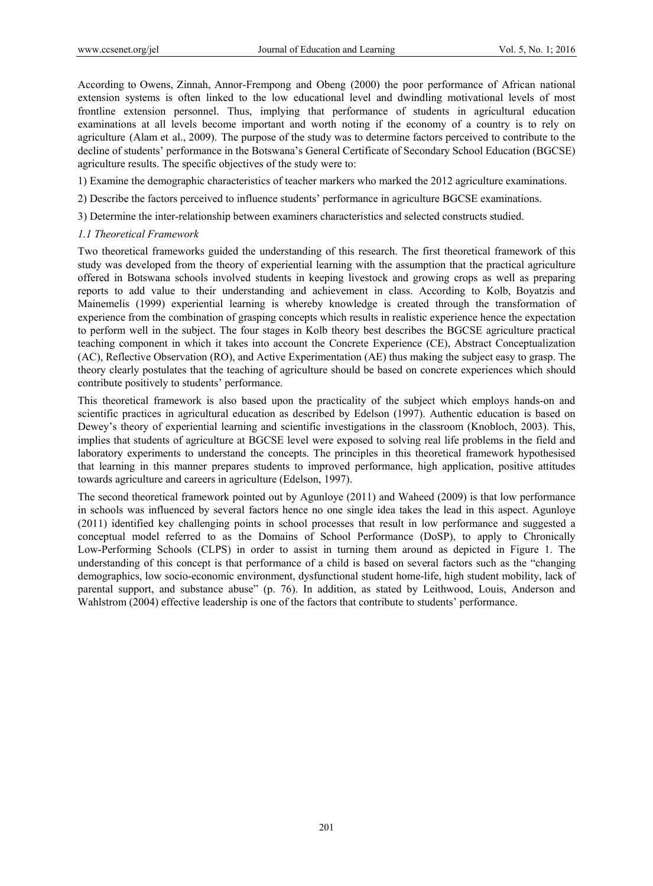According to Owens, Zinnah, Annor-Frempong and Obeng (2000) the poor performance of African national extension systems is often linked to the low educational level and dwindling motivational levels of most frontline extension personnel. Thus, implying that performance of students in agricultural education examinations at all levels become important and worth noting if the economy of a country is to rely on agriculture (Alam et al., 2009). The purpose of the study was to determine factors perceived to contribute to the decline of students' performance in the Botswana's General Certificate of Secondary School Education (BGCSE) agriculture results. The specific objectives of the study were to:

1) Examine the demographic characteristics of teacher markers who marked the 2012 agriculture examinations.

2) Describe the factors perceived to influence students' performance in agriculture BGCSE examinations.

3) Determine the inter-relationship between examiners characteristics and selected constructs studied.

### *1.1 Theoretical Framework*

Two theoretical frameworks guided the understanding of this research. The first theoretical framework of this study was developed from the theory of experiential learning with the assumption that the practical agriculture offered in Botswana schools involved students in keeping livestock and growing crops as well as preparing reports to add value to their understanding and achievement in class. According to Kolb, Boyatzis and Mainemelis (1999) experiential learning is whereby knowledge is created through the transformation of experience from the combination of grasping concepts which results in realistic experience hence the expectation to perform well in the subject. The four stages in Kolb theory best describes the BGCSE agriculture practical teaching component in which it takes into account the Concrete Experience (CE), Abstract Conceptualization (AC), Reflective Observation (RO), and Active Experimentation (AE) thus making the subject easy to grasp. The theory clearly postulates that the teaching of agriculture should be based on concrete experiences which should contribute positively to students' performance.

This theoretical framework is also based upon the practicality of the subject which employs hands-on and scientific practices in agricultural education as described by Edelson (1997). Authentic education is based on Dewey's theory of experiential learning and scientific investigations in the classroom (Knobloch, 2003). This, implies that students of agriculture at BGCSE level were exposed to solving real life problems in the field and laboratory experiments to understand the concepts. The principles in this theoretical framework hypothesised that learning in this manner prepares students to improved performance, high application, positive attitudes towards agriculture and careers in agriculture (Edelson, 1997).

The second theoretical framework pointed out by Agunloye (2011) and Waheed (2009) is that low performance in schools was influenced by several factors hence no one single idea takes the lead in this aspect. Agunloye (2011) identified key challenging points in school processes that result in low performance and suggested a conceptual model referred to as the Domains of School Performance (DoSP), to apply to Chronically Low-Performing Schools (CLPS) in order to assist in turning them around as depicted in Figure 1. The understanding of this concept is that performance of a child is based on several factors such as the "changing demographics, low socio-economic environment, dysfunctional student home-life, high student mobility, lack of parental support, and substance abuse" (p. 76). In addition, as stated by Leithwood, Louis, Anderson and Wahlstrom (2004) effective leadership is one of the factors that contribute to students' performance.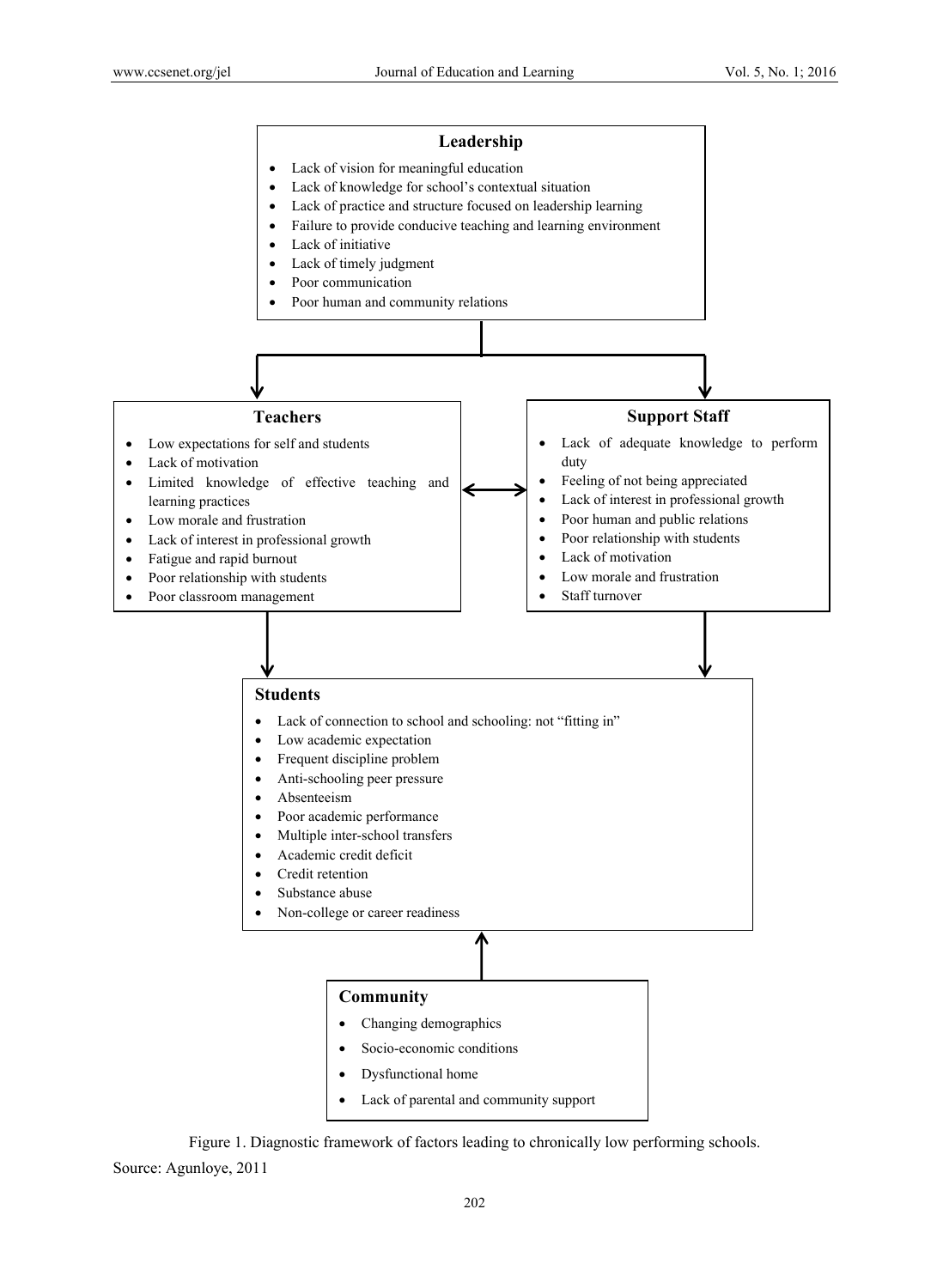**Leadership**

- Lack of vision for meaningful education
- Lack of knowledge for school's contextual situation
- Lack of practice and structure focused on leadership learning
- Failure to provide conducive teaching and learning environment
- Lack of initiative
- Lack of timely judgment
- Poor communication
- Poor human and community relations

**Teachers**

- Low expectations for self and students
- Lack of motivation
- Limited knowledge of effective teaching and learning practices
- Low morale and frustration
- Lack of interest in professional growth
- Fatigue and rapid burnout
- Poor relationship with students
- Poor classroom management

**Support Staff**

- Lack of adequate knowledge to perform duty
- Feeling of not being appreciated
- Lack of interest in professional growth
- Poor human and public relations
- Poor relationship with students
- Lack of motivation
- Low morale and frustration
- Staff turnover

**Students**

- Lack of connection to school and schooling: not "fitting in"
- Low academic expectation
- Frequent discipline problem
- Anti-schooling peer pressure
- Absenteeism
- Poor academic performance
- Multiple inter-school transfers
- Academic credit deficit
- Credit retention
- Substance abuse
- Non-college or career readiness

**Community**

- Changing demographics
- Socio-economic conditions
- Dysfunctional home
- Lack of parental and community support

Figure 1. Diagnostic framework of factors leading to chronically low performing schools.

Source: Agunloye, 2011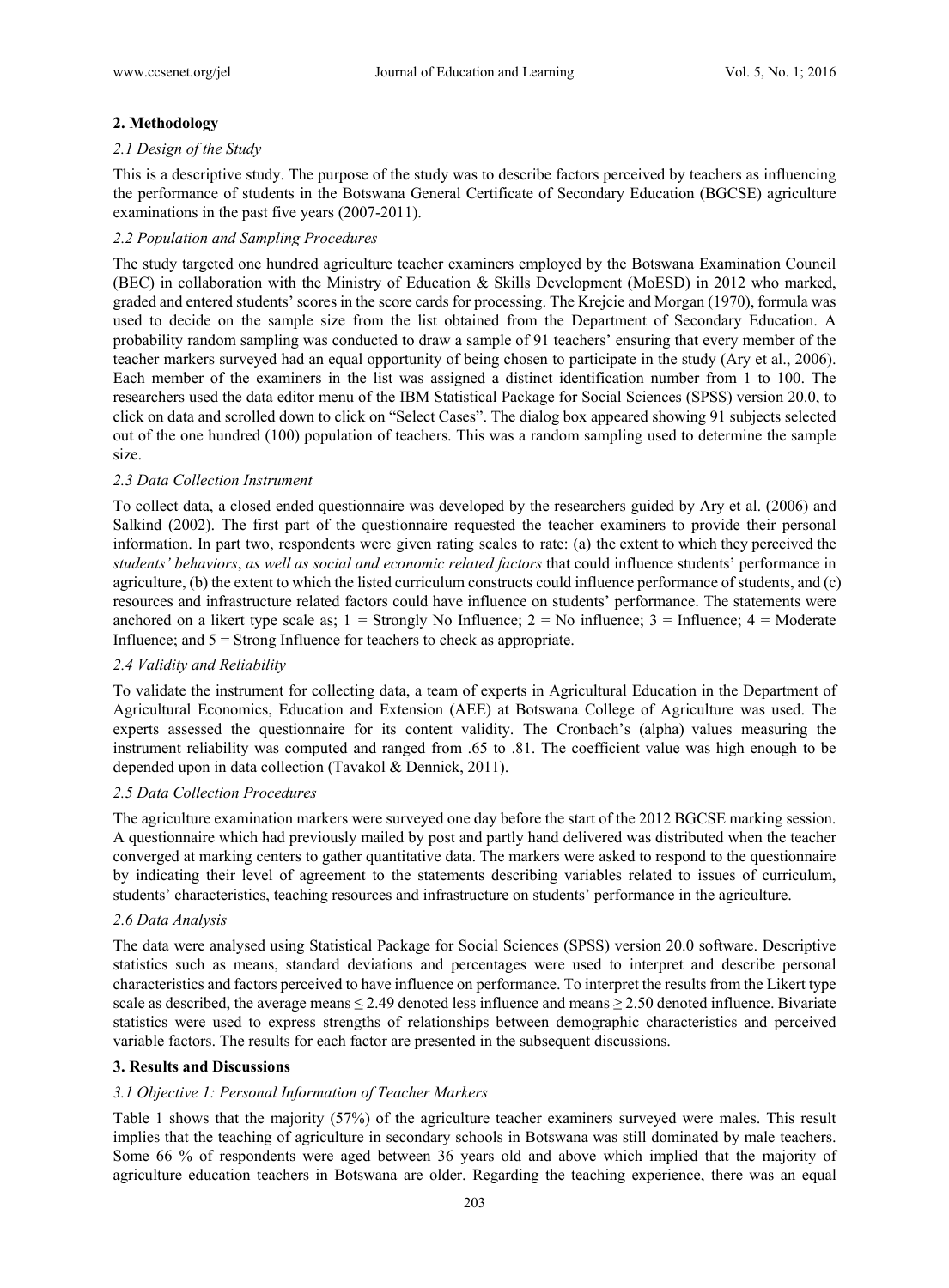## 2. Methodology

### *2.1 Design of the Study*

This is a descriptive study. The purpose of the study was to describe factors perceived by teachers as influencing the performance of students in the Botswana General Certificate of Secondary Education (BGCSE) agriculture examinations in the past five years (2007-2011).

### *2.2 Population and Sampling Procedures*

The study targeted one hundred agriculture teacher examiners employed by the Botswana Examination Council (BEC) in collaboration with the Ministry of Education & Skills Development (MoESD) in 2012 who marked, graded and entered students' scores in the score cards for processing. The Krejcie and Morgan (1970), formula was used to decide on the sample size from the list obtained from the Department of Secondary Education. A probability random sampling was conducted to draw a sample of 91 teachers' ensuring that every member of the teacher markers surveyed had an equal opportunity of being chosen to participate in the study (Ary et al., 2006). Each member of the examiners in the list was assigned a distinct identification number from 1 to 100. The researchers used the data editor menu of the IBM Statistical Package for Social Sciences (SPSS) version 20.0, to click on data and scrolled down to click on "Select Cases". The dialog box appeared showing 91 subjects selected out of the one hundred (100) population of teachers. This was a random sampling used to determine the sample size.

### *2.3 Data Collection Instrument*

To collect data, a closed ended questionnaire was developed by the researchers guided by Ary et al. (2006) and Salkind (2002). The first part of the questionnaire requested the teacher examiners to provide their personal information. In part two, respondents were given rating scales to rate: (a) the extent to which they perceived the *students' behaviors*, *as well as social and economic related factors* that could influence students' performance in agriculture, (b) the extent to which the listed curriculum constructs could influence performance of students, and (c) resources and infrastructure related factors could have influence on students' performance. The statements were anchored on a likert type scale as; 1 = Strongly No Influence; 2 = No influence; 3 = Influence; 4 = Moderate Influence; and 5 = Strong Influence for teachers to check as appropriate.

### *2.4 Validity and Reliability*

To validate the instrument for collecting data, a team of experts in Agricultural Education in the Department of Agricultural Economics, Education and Extension (AEE) at Botswana College of Agriculture was used. The experts assessed the questionnaire for its content validity. The Cronbach's (alpha) values measuring the instrument reliability was computed and ranged from .65 to .81. The coefficient value was high enough to be depended upon in data collection (Tavakol & Dennick, 2011).

### *2.5 Data Collection Procedures*

The agriculture examination markers were surveyed one day before the start of the 2012 BGCSE marking session. A questionnaire which had previously mailed by post and partly hand delivered was distributed when the teacher converged at marking centers to gather quantitative data. The markers were asked to respond to the questionnaire by indicating their level of agreement to the statements describing variables related to issues of curriculum, students' characteristics, teaching resources and infrastructure on students' performance in the agriculture.

### *2.6 Data Analysis*

The data were analysed using Statistical Package for Social Sciences (SPSS) version 20.0 software. Descriptive statistics such as means, standard deviations and percentages were used to interpret and describe personal characteristics and factors perceived to have influence on performance. To interpret the results from the Likert type scale as described, the average means $\leq 2.49$ denoted less influence and means $\geq 2.50$ denoted influence. Bivariate statistics were used to express strengths of relationships between demographic characteristics and perceived variable factors. The results for each factor are presented in the subsequent discussions.

## 3. Results and Discussions

### *3.1 Objective 1: Personal Information of Teacher Markers*

Table 1 shows that the majority (57%) of the agriculture teacher examiners surveyed were males. This result implies that the teaching of agriculture in secondary schools in Botswana was still dominated by male teachers. Some 66 % of respondents were aged between 36 years old and above which implied that the majority of agriculture education teachers in Botswana are older. Regarding the teaching experience, there was an equal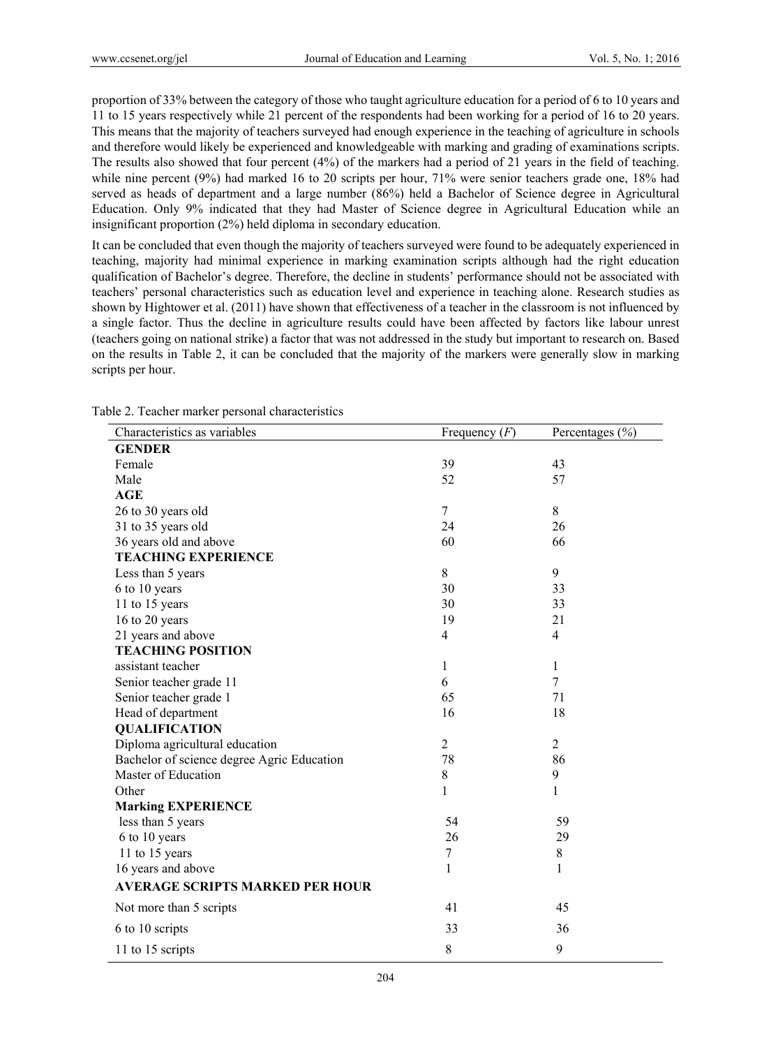proportion of 33% between the category of those who taught agriculture education for a period of 6 to 10 years and 11 to 15 years respectively while 21 percent of the respondents had been working for a period of 16 to 20 years. This means that the majority of teachers surveyed had enough experience in the teaching of agriculture in schools and therefore would likely be experienced and knowledgeable with marking and grading of examinations scripts. The results also showed that four percent (4%) of the markers had a period of 21 years in the field of teaching. while nine percent (9%) had marked 16 to 20 scripts per hour, 71% were senior teachers grade one, 18% had served as heads of department and a large number (86%) held a Bachelor of Science degree in Agricultural Education. Only 9% indicated that they had Master of Science degree in Agricultural Education while an insignificant proportion (2%) held diploma in secondary education.

It can be concluded that even though the majority of teachers surveyed were found to be adequately experienced in teaching, majority had minimal experience in marking examination scripts although had the right education qualification of Bachelor's degree. Therefore, the decline in students' performance should not be associated with teachers' personal characteristics such as education level and experience in teaching alone. Research studies as shown by Hightower et al. (2011) have shown that effectiveness of a teacher in the classroom is not influenced by a single factor. Thus the decline in agriculture results could have been affected by factors like labour unrest (teachers going on national strike) a factor that was not addressed in the study but important to research on. Based on the results in Table 2, it can be concluded that the majority of the markers were generally slow in marking scripts per hour.

Table 2. Teacher marker personal characteristics

| Characteristics as variables | Frequency (*F*) | Percentages (%) |
|---|---|---|
| **GENDER** | | |
| Female | 39 | 43 |
| Male | 52 | 57 |
| **AGE** | | |
| 26 to 30 years old | 7 | 8 |
| 31 to 35 years old | 24 | 26 |
| 36 years old and above | 60 | 66 |
| **TEACHING EXPERIENCE** | | |
| Less than 5 years | 8 | 9 |
| 6 to 10 years | 30 | 33 |
| 11 to 15 years | 30 | 33 |
| 16 to 20 years | 19 | 21 |
| 21 years and above | 4 | 4 |
| **TEACHING POSITION** | | |
| assistant teacher | 1 | 1 |
| Senior teacher grade 11 | 6 | 7 |
| Senior teacher grade 1 | 65 | 71 |
| Head of department | 16 | 18 |
| **QUALIFICATION** | | |
| Diploma agricultural education | 2 | 2 |
| Bachelor of science degree Agric Education | 78 | 86 |
| Master of Education | 8 | 9 |
| Other | 1 | 1 |
| **Marking EXPERIENCE** | | |
| less than 5 years | 54 | 59 |
| 6 to 10 years | 26 | 29 |
| 11 to 15 years | 7 | 8 |
| 16 years and above | 1 | 1 |
| **AVERAGE SCRIPTS MARKED PER HOUR** | | |
| Not more than 5 scripts | 41 | 45 |
| 6 to 10 scripts | 33 | 36 |
| 11 to 15 scripts | 8 | 9 |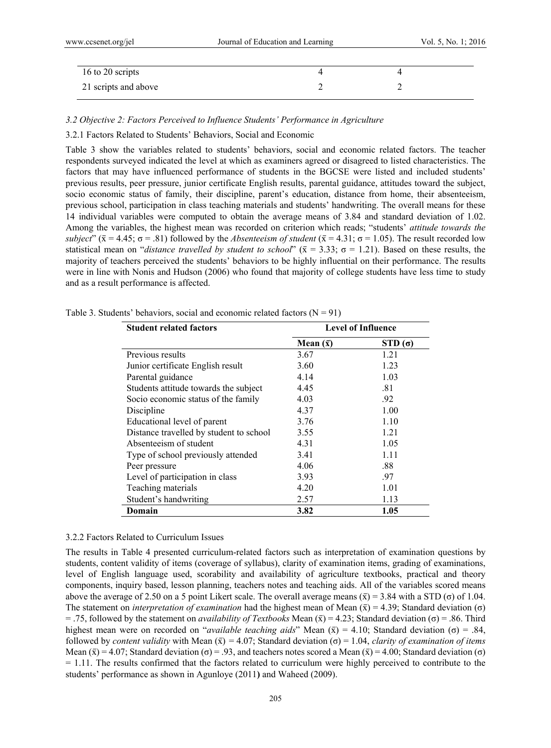| | | |
|---|---|---|
| 16 to 20 scripts | 4 | 4 |
| 21 scripts and above | 2 | 2 |

### *3.2 Objective 2: Factors Perceived to Influence Students' Performance in Agriculture*

#### 3.2.1 Factors Related to Students' Behaviors, Social and Economic

Table 3 show the variables related to students' behaviors, social and economic related factors. The teacher respondents surveyed indicated the level at which as examiners agreed or disagreed to listed characteristics. The factors that may have influenced performance of students in the BGCSE were listed and included students' previous results, peer pressure, junior certificate English results, parental guidance, attitudes toward the subject, socio economic status of family, their discipline, parent's education, distance from home, their absenteeism, previous school, participation in class teaching materials and students' handwriting. The overall means for these 14 individual variables were computed to obtain the average means of 3.84 and standard deviation of 1.02. Among the variables, the highest mean was recorded on criterion which reads; "students' *attitude towards the subject*" ($\bar{x}$ = 4.45; σ = .81) followed by the *Absenteeism of student* ($\bar{x}$ = 4.31; σ = 1.05). The result recorded low statistical mean on "*distance travelled by student to school*" ($\bar{x}$ = 3.33; σ = 1.21). Based on these results, the majority of teachers perceived the students' behaviors to be highly influential on their performance. The results were in line with Nonis and Hudson (2006) who found that majority of college students have less time to study and as a result performance is affected.

Table 3. Students' behaviors, social and economic related factors (N = 91)

| **Student related factors** | **Level of Influence** | |
|---|---|---|
| | **Mean ($\bar{x}$)** | **STD (σ)** |
| Previous results | 3.67 | 1.21 |
| Junior certificate English result | 3.60 | 1.23 |
| Parental guidance | 4.14 | 1.03 |
| Students attitude towards the subject | 4.45 | .81 |
| Socio economic status of the family | 4.03 | .92 |
| Discipline | 4.37 | 1.00 |
| Educational level of parent | 3.76 | 1.10 |
| Distance travelled by student to school | 3.55 | 1.21 |
| Absenteeism of student | 4.31 | 1.05 |
| Type of school previously attended | 3.41 | 1.11 |
| Peer pressure | 4.06 | .88 |
| Level of participation in class | 3.93 | .97 |
| Teaching materials | 4.20 | 1.01 |
| Student's handwriting | 2.57 | 1.13 |
| **Domain** | **3.82** | **1.05** |

#### 3.2.2 Factors Related to Curriculum Issues

The results in Table 4 presented curriculum-related factors such as interpretation of examination questions by students, content validity of items (coverage of syllabus), clarity of examination items, grading of examinations, level of English language used, scorability and availability of agriculture textbooks, practical and theory components, inquiry based, lesson planning, teachers notes and teaching aids. All of the variables scored means above the average of 2.50 on a 5 point Likert scale. The overall average means ($\bar{x}$) = 3.84 with a STD (σ) of 1.04. The statement on *interpretation of examination* had the highest mean of Mean ($\bar{x}$) = 4.39; Standard deviation (σ) = .75, followed by the statement on *availability of Textbooks* Mean ($\bar{x}$) = 4.23; Standard deviation (σ) = .86. Third highest mean were on recorded on "*available teaching aids*" Mean ($\bar{x}$) = 4.10; Standard deviation (σ) = .84, followed by *content validity* with Mean ($\bar{x}$) = 4.07; Standard deviation (σ) = 1.04, *clarity of examination of items* Mean ($\bar{x}$) = 4.07; Standard deviation (σ) = .93, and teachers notes scored a Mean ($\bar{x}$) = 4.00; Standard deviation (σ) = 1.11. The results confirmed that the factors related to curriculum were highly perceived to contribute to the students' performance as shown in Agunloye (2011) and Waheed (2009).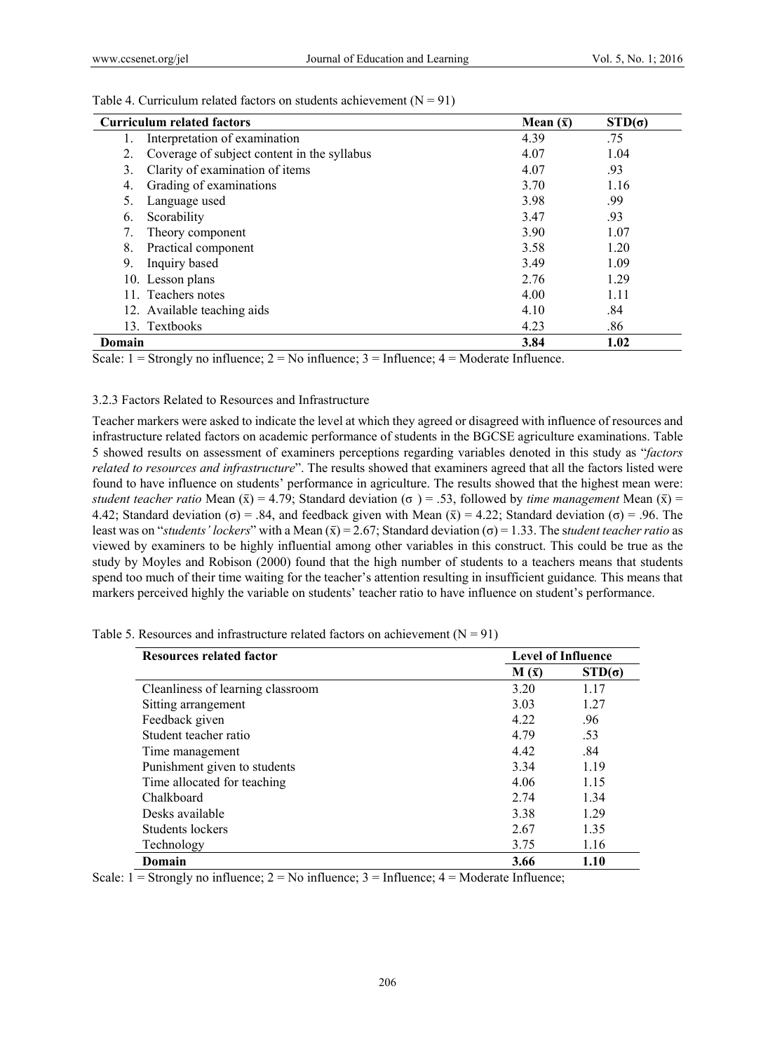Table 4. Curriculum related factors on students achievement (N = 91)

| Curriculum related factors | Mean ($\bar{x}$) | STD(σ) |
|---|---|---|
| 1. Interpretation of examination | 4.39 | .75 |
| 2. Coverage of subject content in the syllabus | 4.07 | 1.04 |
| 3. Clarity of examination of items | 4.07 | .93 |
| 4. Grading of examinations | 3.70 | 1.16 |
| 5. Language used | 3.98 | .99 |
| 6. Scorability | 3.47 | .93 |
| 7. Theory component | 3.90 | 1.07 |
| 8. Practical component | 3.58 | 1.20 |
| 9. Inquiry based | 3.49 | 1.09 |
| 10. Lesson plans | 2.76 | 1.29 |
| 11. Teachers notes | 4.00 | 1.11 |
| 12. Available teaching aids | 4.10 | .84 |
| 13. Textbooks | 4.23 | .86 |
| **Domain** | **3.84** | **1.02** |

Scale: 1 = Strongly no influence; 2 = No influence; 3 = Influence; 4 = Moderate Influence.

### 3.2.3 Factors Related to Resources and Infrastructure

Teacher markers were asked to indicate the level at which they agreed or disagreed with influence of resources and infrastructure related factors on academic performance of students in the BGCSE agriculture examinations. Table 5 showed results on assessment of examiners perceptions regarding variables denoted in this study as "*factors related to resources and infrastructure*". The results showed that examiners agreed that all the factors listed were found to have influence on students' performance in agriculture. The results showed that the highest mean were: *student teacher ratio* Mean ($\bar{x}$) = 4.79; Standard deviation (σ ) = .53, followed by *time management* Mean ($\bar{x}$) = 4.42; Standard deviation (σ) = .84, and feedback given with Mean ($\bar{x}$) = 4.22; Standard deviation (σ) = .96. The least was on "*students' lockers*" with a Mean ($\bar{x}$) = 2.67; Standard deviation (σ) = 1.33. The s*tudent teacher ratio* as viewed by examiners to be highly influential among other variables in this construct. This could be true as the study by Moyles and Robison (2000) found that the high number of students to a teachers means that students spend too much of their time waiting for the teacher's attention resulting in insufficient guidance*.* This means that markers perceived highly the variable on students' teacher ratio to have influence on student's performance.

Table 5. Resources and infrastructure related factors on achievement (N = 91)

| Resources related factor | Level of Influence | |
|---|---|---|
| | M ($\bar{x}$) | STD(σ) |
| Cleanliness of learning classroom | 3.20 | 1.17 |
| Sitting arrangement | 3.03 | 1.27 |
| Feedback given | 4.22 | .96 |
| Student teacher ratio | 4.79 | .53 |
| Time management | 4.42 | .84 |
| Punishment given to students | 3.34 | 1.19 |
| Time allocated for teaching | 4.06 | 1.15 |
| Chalkboard | 2.74 | 1.34 |
| Desks available | 3.38 | 1.29 |
| Students lockers | 2.67 | 1.35 |
| Technology | 3.75 | 1.16 |
| **Domain** | **3.66** | **1.10** |

Scale: 1 = Strongly no influence; 2 = No influence; 3 = Influence; 4 = Moderate Influence;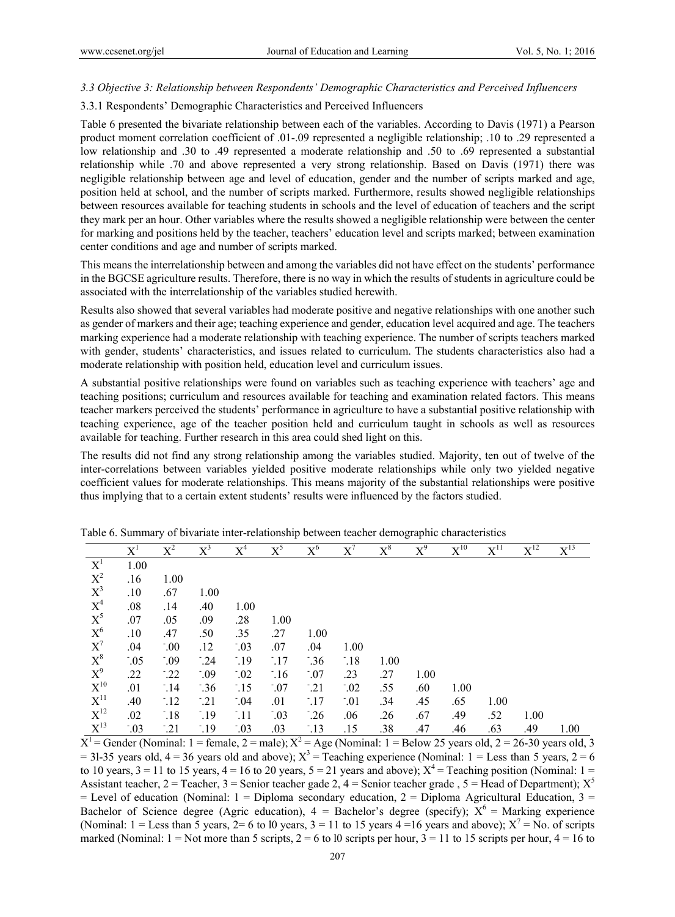*3.3 Objective 3: Relationship between Respondents' Demographic Characteristics and Perceived Influencers*

3.3.1 Respondents' Demographic Characteristics and Perceived Influencers

Table 6 presented the bivariate relationship between each of the variables. According to Davis (1971) a Pearson product moment correlation coefficient of .01-.09 represented a negligible relationship; .10 to .29 represented a low relationship and .30 to .49 represented a moderate relationship and .50 to .69 represented a substantial relationship while .70 and above represented a very strong relationship. Based on Davis (1971) there was negligible relationship between age and level of education, gender and the number of scripts marked and age, position held at school, and the number of scripts marked. Furthermore, results showed negligible relationships between resources available for teaching students in schools and the level of education of teachers and the script they mark per an hour. Other variables where the results showed a negligible relationship were between the center for marking and positions held by the teacher, teachers' education level and scripts marked; between examination center conditions and age and number of scripts marked.

This means the interrelationship between and among the variables did not have effect on the students' performance in the BGCSE agriculture results. Therefore, there is no way in which the results of students in agriculture could be associated with the interrelationship of the variables studied herewith.

Results also showed that several variables had moderate positive and negative relationships with one another such as gender of markers and their age; teaching experience and gender, education level acquired and age. The teachers marking experience had a moderate relationship with teaching experience. The number of scripts teachers marked with gender, students' characteristics, and issues related to curriculum. The students characteristics also had a moderate relationship with position held, education level and curriculum issues.

A substantial positive relationships were found on variables such as teaching experience with teachers' age and teaching positions; curriculum and resources available for teaching and examination related factors. This means teacher markers perceived the students' performance in agriculture to have a substantial positive relationship with teaching experience, age of the teacher position held and curriculum taught in schools as well as resources available for teaching. Further research in this area could shed light on this.

The results did not find any strong relationship among the variables studied. Majority, ten out of twelve of the inter-correlations between variables yielded positive moderate relationships while only two yielded negative coefficient values for moderate relationships. This means majority of the substantial relationships were positive thus implying that to a certain extent students' results were influenced by the factors studied.

Table 6. Summary of bivariate inter-relationship between teacher demographic characteristics

| | $X^1$ | $X^2$ | $X^3$ | $X^4$ | $X^5$ | $X^6$ | $X^7$ | $X^8$ | $X^9$ | $X^{10}$ | $X^{11}$ | $X^{12}$ | $X^{13}$ |
|---|---|---|---|---|---|---|---|---|---|---|---|---|---|
| $X^1$ | 1.00 | | | | | | | | | | | | |
| $X^2$ | .16 | 1.00 | | | | | | | | | | | |
| $X^3$ | .10 | .67 | 1.00 | | | | | | | | | | |
| $X^4$ | .08 | .14 | .40 | 1.00 | | | | | | | | | |
| $X^5$ | .07 | .05 | .09 | .28 | 1.00 | | | | | | | | |
| $X^6$ | .10 | .47 | .50 | .35 | .27 | 1.00 | | | | | | | |
| $X^7$ | .04 | -.00 | .12 | -.03 | .07 | .04 | 1.00 | | | | | | |
| $X^8$ | -.05 | -.09 | -.24 | -.19 | -.17 | -.36 | -.18 | 1.00 | | | | | |
| $X^9$ | .22 | -.22 | -.09 | -.02 | -.16 | -.07 | .23 | .27 | 1.00 | | | | |
| $X^{10}$ | .01 | -.14 | -.36 | -.15 | -.07 | -.21 | -.02 | .55 | .60 | 1.00 | | | |
| $X^{11}$ | .40 | -.12 | -.21 | -.04 | .01 | -.17 | -.01 | .34 | .45 | .65 | 1.00 | | |
| $X^{12}$ | .02 | -.18 | -.19 | -.11 | -.03 | -.26 | .06 | .26 | .67 | .49 | .52 | 1.00 | |
| $X^{13}$ | -.03 | -.21 | -.19 | -.03 | .03 | -.13 | .15 | .38 | .47 | .46 | .63 | .49 | 1.00 |

$X^1$ = Gender (Nominal: 1 = female, 2 = male); $X^2$ = Age (Nominal: 1 = Below 25 years old, 2 = 26-30 years old, 3 = 3l-35 years old, 4 = 36 years old and above); $X^3$ = Teaching experience (Nominal: 1 = Less than 5 years, 2 = 6 to 10 years, 3 = 11 to 15 years, 4 = 16 to 20 years, 5 = 21 years and above); $X^4$ = Teaching position (Nominal: 1 = Assistant teacher, 2 = Teacher, 3 = Senior teacher gade 2, 4 = Senior teacher grade , 5 = Head of Department); $X^5$ = Level of education (Nominal: 1 = Diploma secondary education, 2 = Diploma Agricultural Education, 3 = Bachelor of Science degree (Agric education), 4 = Bachelor's degree (specify); $X^6$ = Marking experience (Nominal: 1 = Less than 5 years, 2= 6 to l0 years, 3 = 11 to 15 years 4 =16 years and above); $X^7$ = No. of scripts marked (Nominal: 1 = Not more than 5 scripts, 2 = 6 to l0 scripts per hour, 3 = 11 to 15 scripts per hour, 4 = 16 to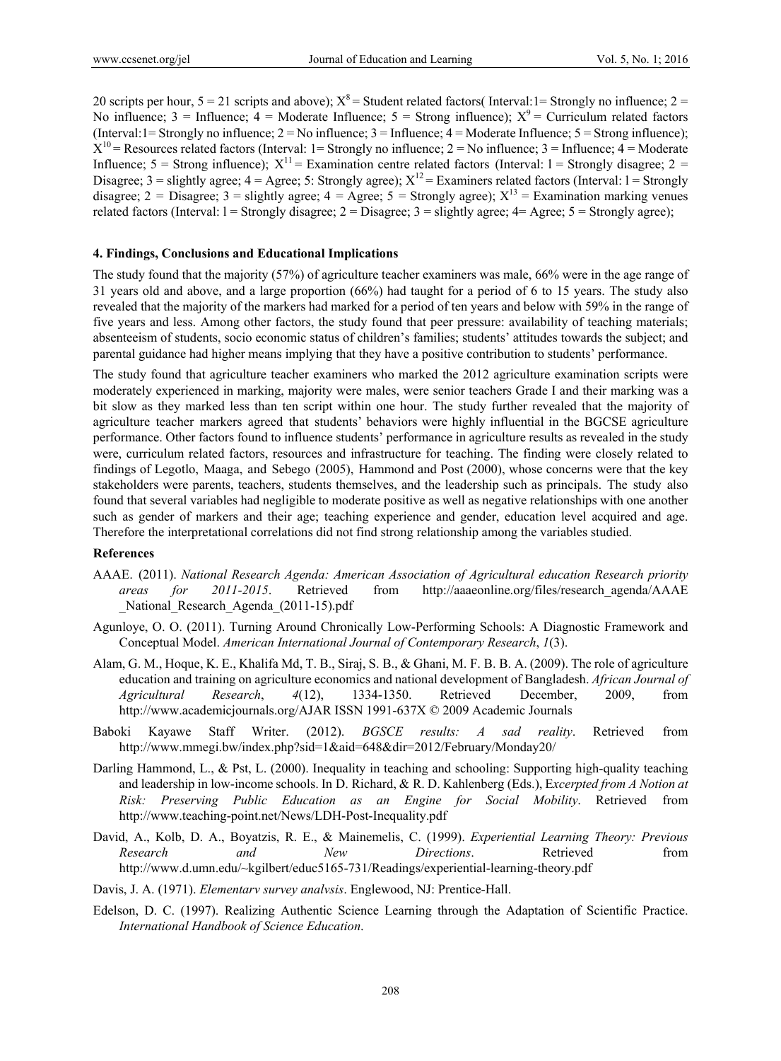20 scripts per hour, 5 = 21 scripts and above); $X^8$ = Student related factors( Interval:1= Strongly no influence; 2 = No influence; 3 = Influence; 4 = Moderate Influence; 5 = Strong influence); $X^9$ = Curriculum related factors (Interval:1= Strongly no influence; 2 = No influence; 3 = Influence; 4 = Moderate Influence; 5 = Strong influence); $X^{10}$ = Resources related factors (Interval: 1= Strongly no influence; 2 = No influence; 3 = Influence; 4 = Moderate Influence; 5 = Strong influence); $X^{11}$ = Examination centre related factors (Interval: l = Strongly disagree; 2 = Disagree; 3 = slightly agree; 4 = Agree; 5: Strongly agree); $X^{12}$ = Examiners related factors (Interval: l = Strongly disagree; 2 = Disagree; 3 = slightly agree; 4 = Agree; 5 = Strongly agree); $X^{13}$ = Examination marking venues related factors (Interval: l = Strongly disagree; 2 = Disagree; 3 = slightly agree; 4= Agree; 5 = Strongly agree);

#### 4. Findings, Conclusions and Educational Implications

The study found that the majority (57%) of agriculture teacher examiners was male, 66% were in the age range of 31 years old and above, and a large proportion (66%) had taught for a period of 6 to 15 years. The study also revealed that the majority of the markers had marked for a period of ten years and below with 59% in the range of five years and less. Among other factors, the study found that peer pressure: availability of teaching materials; absenteeism of students, socio economic status of children's families; students' attitudes towards the subject; and parental guidance had higher means implying that they have a positive contribution to students' performance.

The study found that agriculture teacher examiners who marked the 2012 agriculture examination scripts were moderately experienced in marking, majority were males, were senior teachers Grade I and their marking was a bit slow as they marked less than ten script within one hour. The study further revealed that the majority of agriculture teacher markers agreed that students' behaviors were highly influential in the BGCSE agriculture performance. Other factors found to influence students' performance in agriculture results as revealed in the study were, curriculum related factors, resources and infrastructure for teaching. The finding were closely related to findings of Legotlo, Maaga, and Sebego (2005), Hammond and Post (2000), whose concerns were that the key stakeholders were parents, teachers, students themselves, and the leadership such as principals. The study also found that several variables had negligible to moderate positive as well as negative relationships with one another such as gender of markers and their age; teaching experience and gender, education level acquired and age. Therefore the interpretational correlations did not find strong relationship among the variables studied.

#### References

AAAE. (2011). *National Research Agenda: American Association of Agricultural education Research priority areas for 2011-2015*. Retrieved from http://aaaeonline.org/files/research_agenda/AAAE_National_Research_Agenda_(2011-15).pdf

Agunloye, O. O. (2011). Turning Around Chronically Low-Performing Schools: A Diagnostic Framework and Conceptual Model. *American International Journal of Contemporary Research*, *1*(3).

Alam, G. M., Hoque, K. E., Khalifa Md, T. B., Siraj, S. B., & Ghani, M. F. B. B. A. (2009). The role of agriculture education and training on agriculture economics and national development of Bangladesh. *African Journal of Agricultural Research*, *4*(12), 1334-1350. Retrieved December, 2009, from http://www.academicjournals.org/AJAR ISSN 1991-637X © 2009 Academic Journals

Baboki Kayawe Staff Writer. (2012). *BGSCE results: A sad reality*. Retrieved from http://www.mmegi.bw/index.php?sid=1&aid=648&dir=2012/February/Monday20/

Darling Hammond, L., & Pst, L. (2000). Inequality in teaching and schooling: Supporting high-quality teaching and leadership in low-income schools. In D. Richard, & R. D. Kahlenberg (Eds.), E*xcerpted from A Notion at Risk: Preserving Public Education as an Engine for Social Mobility*. Retrieved from http://www.teaching-point.net/News/LDH-Post-Inequality.pdf

David, A., Kolb, D. A., Boyatzis, R. E., & Mainemelis, C. (1999). *Experiential Learning Theory: Previous Research and New Directions*. Retrieved from http://www.d.umn.edu/~kgilbert/educ5165-731/Readings/experiential-learning-theory.pdf

Davis, J. A. (1971). *Elementarv survey analvsis*. Englewood, NJ: Prentice-Hall.

Edelson, D. C. (1997). Realizing Authentic Science Learning through the Adaptation of Scientific Practice. *International Handbook of Science Education*.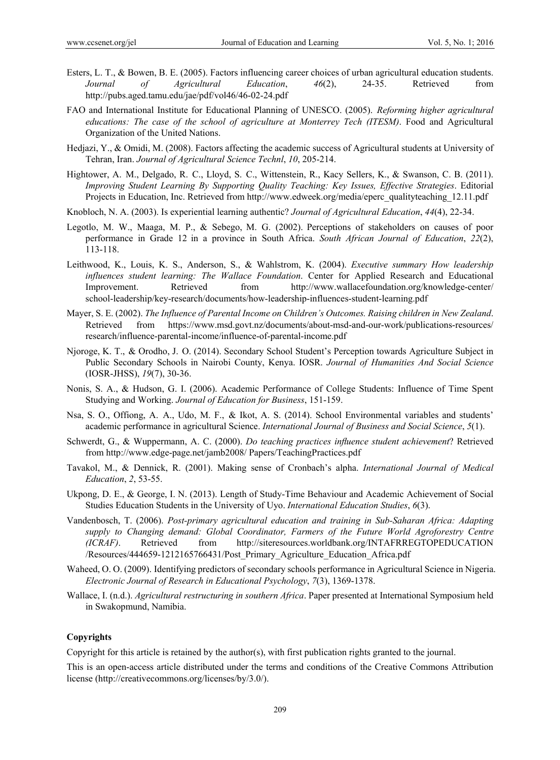Esters, L. T., & Bowen, B. E. (2005). Factors influencing career choices of urban agricultural education students. *Journal of Agricultural Education*, *46*(2), 24-35. Retrieved from http://pubs.aged.tamu.edu/jae/pdf/vol46/46-02-24.pdf

FAO and International Institute for Educational Planning of UNESCO. (2005). *Reforming higher agricultural educations: The case of the school of agriculture at Monterrey Tech (ITESM)*. Food and Agricultural Organization of the United Nations.

Hedjazi, Y., & Omidi, M. (2008). Factors affecting the academic success of Agricultural students at University of Tehran, Iran. *Journal of Agricultural Science Technl*, *10*, 205-214.

Hightower, A. M., Delgado, R. C., Lloyd, S. C., Wittenstein, R., Kacy Sellers, K., & Swanson, C. B. (2011). *Improving Student Learning By Supporting Quality Teaching: Key Issues, Effective Strategies*. Editorial Projects in Education, Inc. Retrieved from http://www.edweek.org/media/eperc_qualityteaching_12.11.pdf

Knobloch, N. A. (2003). Is experiential learning authentic? *Journal of Agricultural Education*, *44*(4), 22-34.

Legotlo, M. W., Maaga, M. P., & Sebego, M. G. (2002). Perceptions of stakeholders on causes of poor performance in Grade 12 in a province in South Africa. *South African Journal of Education*, *22*(2), 113-118.

Leithwood, K., Louis, K. S., Anderson, S., & Wahlstrom, K. (2004). *Executive summary How leadership influences student learning: The Wallace Foundation*. Center for Applied Research and Educational Improvement. Retrieved from http://www.wallacefoundation.org/knowledge-center/school-leadership/key-research/documents/how-leadership-influences-student-learning.pdf

Mayer, S. E. (2002). *The Influence of Parental Income on Children's Outcomes. Raising children in New Zealand*. Retrieved from https://www.msd.govt.nz/documents/about-msd-and-our-work/publications-resources/research/influence-parental-income/influence-of-parental-income.pdf

Njoroge, K. T., & Orodho, J. O. (2014). Secondary School Student's Perception towards Agriculture Subject in Public Secondary Schools in Nairobi County, Kenya. IOSR. *Journal of Humanities And Social Science* (IOSR-JHSS), *19*(7), 30-36.

Nonis, S. A., & Hudson, G. I. (2006). Academic Performance of College Students: Influence of Time Spent Studying and Working. *Journal of Education for Business*, 151-159.

Nsa, S. O., Offiong, A. A., Udo, M. F., & Ikot, A. S. (2014). School Environmental variables and students' academic performance in agricultural Science. *International Journal of Business and Social Science*, *5*(1).

Schwerdt, G., & Wuppermann, A. C. (2000). *Do teaching practices influence student achievement*? Retrieved from http://www.edge-page.net/jamb2008/ Papers/TeachingPractices.pdf

Tavakol, M., & Dennick, R. (2001). Making sense of Cronbach's alpha. *International Journal of Medical Education*, *2*, 53-55.

Ukpong, D. E., & George, I. N. (2013). Length of Study-Time Behaviour and Academic Achievement of Social Studies Education Students in the University of Uyo. *International Education Studies*, *6*(3).

Vandenbosch, T. (2006). *Post-primary agricultural education and training in Sub-Saharan Africa: Adapting supply to Changing demand: Global Coordinator, Farmers of the Future World Agroforestry Centre (ICRAF)*. Retrieved from http://siteresources.worldbank.org/INTAFRREGTOPEDUCATION/Resources/444659-1212165766431/Post_Primary_Agriculture_Education_Africa.pdf

Waheed, O. O. (2009). Identifying predictors of secondary schools performance in Agricultural Science in Nigeria. *Electronic Journal of Research in Educational Psychology*, *7*(3), 1369-1378.

Wallace, I. (n.d.). *Agricultural restructuring in southern Africa*. Paper presented at International Symposium held in Swakopmund, Namibia.

**Copyrights**

Copyright for this article is retained by the author(s), with first publication rights granted to the journal.

This is an open-access article distributed under the terms and conditions of the Creative Commons Attribution license (http://creativecommons.org/licenses/by/3.0/).